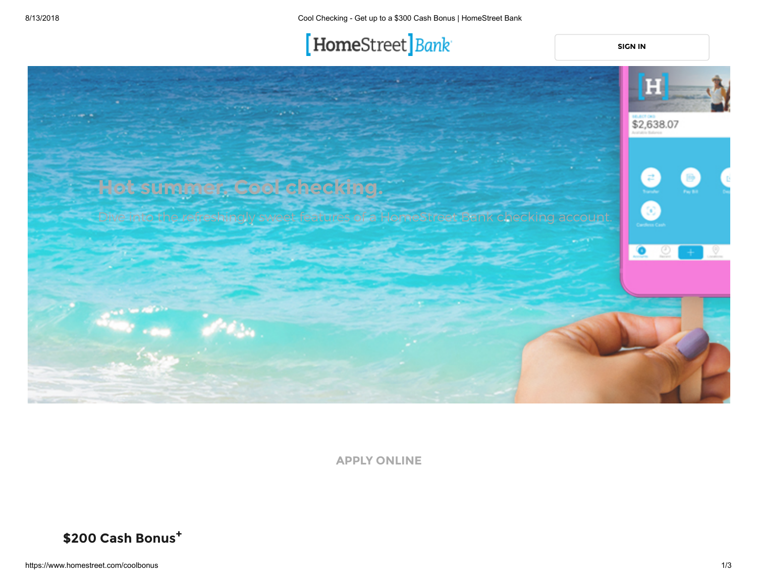[HomeStreet] Bank

SIGN IN

# Hot summer. Cool checking.

Dive into the refreshingly sweet features of a HomeStreet Bank checking account.

APPLY ONLINE

## $200 Cash Bonus+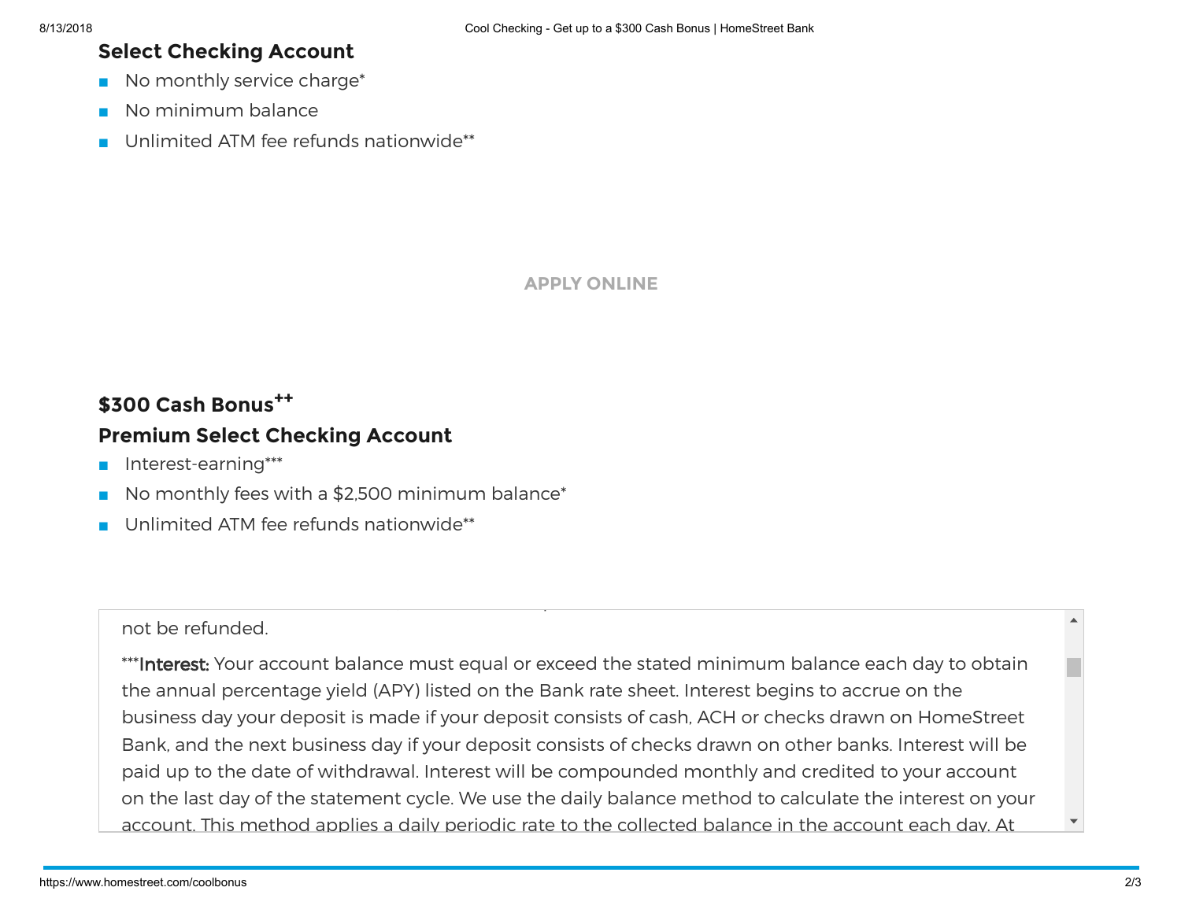## Select Checking Account

- No monthly service charge*
- No minimum balance
- Unlimited ATM fee refunds nationwide**

APPLY ONLINE

## $300 Cash Bonus++

## Premium Select Checking Account

- Interest-earning***
- No monthly fees with a $2,500 minimum balance*
- Unlimited ATM fee refunds nationwide**

not be refunded.

***Interest: Your account balance must equal or exceed the stated minimum balance each day to obtain the annual percentage yield (APY) listed on the Bank rate sheet. Interest begins to accrue on the business day your deposit is made if your deposit consists of cash, ACH or checks drawn on HomeStreet Bank, and the next business day if your deposit consists of checks drawn on other banks. Interest will be paid up to the date of withdrawal. Interest will be compounded monthly and credited to your account on the last day of the statement cycle. We use the daily balance method to calculate the interest on your account. This method applies a daily periodic rate to the collected balance in the account each day. At